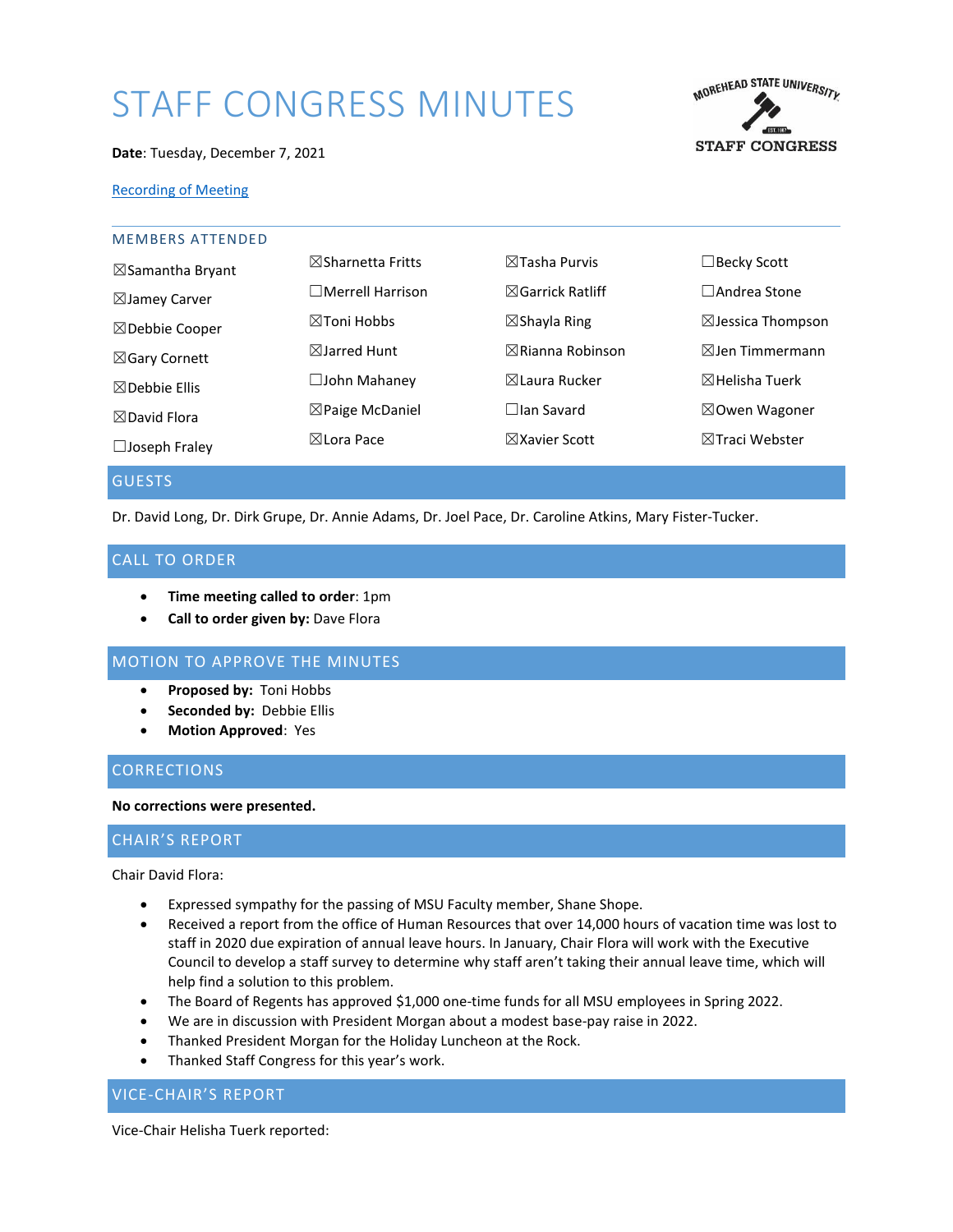# STAFF CONGRESS MINUTES

**Date**: Tuesday, December 7, 2021

[Recording of Meeting]

## MEMBERS ATTENDED

| | | | |
|---|---|---|---|
| ☒Samantha Bryant | ☒Sharnetta Fritts | ☒Tasha Purvis | ☐Becky Scott |
| ☒Jamey Carver | ☐Merrell Harrison | ☒Garrick Ratliff | ☐Andrea Stone |
| ☒Debbie Cooper | ☒Toni Hobbs | ☒Shayla Ring | ☒Jessica Thompson |
| ☒Gary Cornett | ☒Jarred Hunt | ☒Rianna Robinson | ☒Jen Timmermann |
| ☒Debbie Ellis | ☐John Mahaney | ☒Laura Rucker | ☒Helisha Tuerk |
| ☒David Flora | ☒Paige McDaniel | ☐Ian Savard | ☒Owen Wagoner |
| ☐Joseph Fraley | ☒Lora Pace | ☒Xavier Scott | ☒Traci Webster |

## GUESTS

Dr. David Long, Dr. Dirk Grupe, Dr. Annie Adams, Dr. Joel Pace, Dr. Caroline Atkins, Mary Fister-Tucker.

## CALL TO ORDER

- **Time meeting called to order**: 1pm
- **Call to order given by:** Dave Flora

## MOTION TO APPROVE THE MINUTES

- **Proposed by:** Toni Hobbs
- **Seconded by:** Debbie Ellis
- **Motion Approved**: Yes

## CORRECTIONS

**No corrections were presented.**

## CHAIR'S REPORT

Chair David Flora:

- Expressed sympathy for the passing of MSU Faculty member, Shane Shope.
- Received a report from the office of Human Resources that over 14,000 hours of vacation time was lost to staff in 2020 due expiration of annual leave hours. In January, Chair Flora will work with the Executive Council to develop a staff survey to determine why staff aren't taking their annual leave time, which will help find a solution to this problem.
- The Board of Regents has approved $1,000 one-time funds for all MSU employees in Spring 2022.
- We are in discussion with President Morgan about a modest base-pay raise in 2022.
- Thanked President Morgan for the Holiday Luncheon at the Rock.
- Thanked Staff Congress for this year's work.

## VICE-CHAIR'S REPORT

Vice-Chair Helisha Tuerk reported: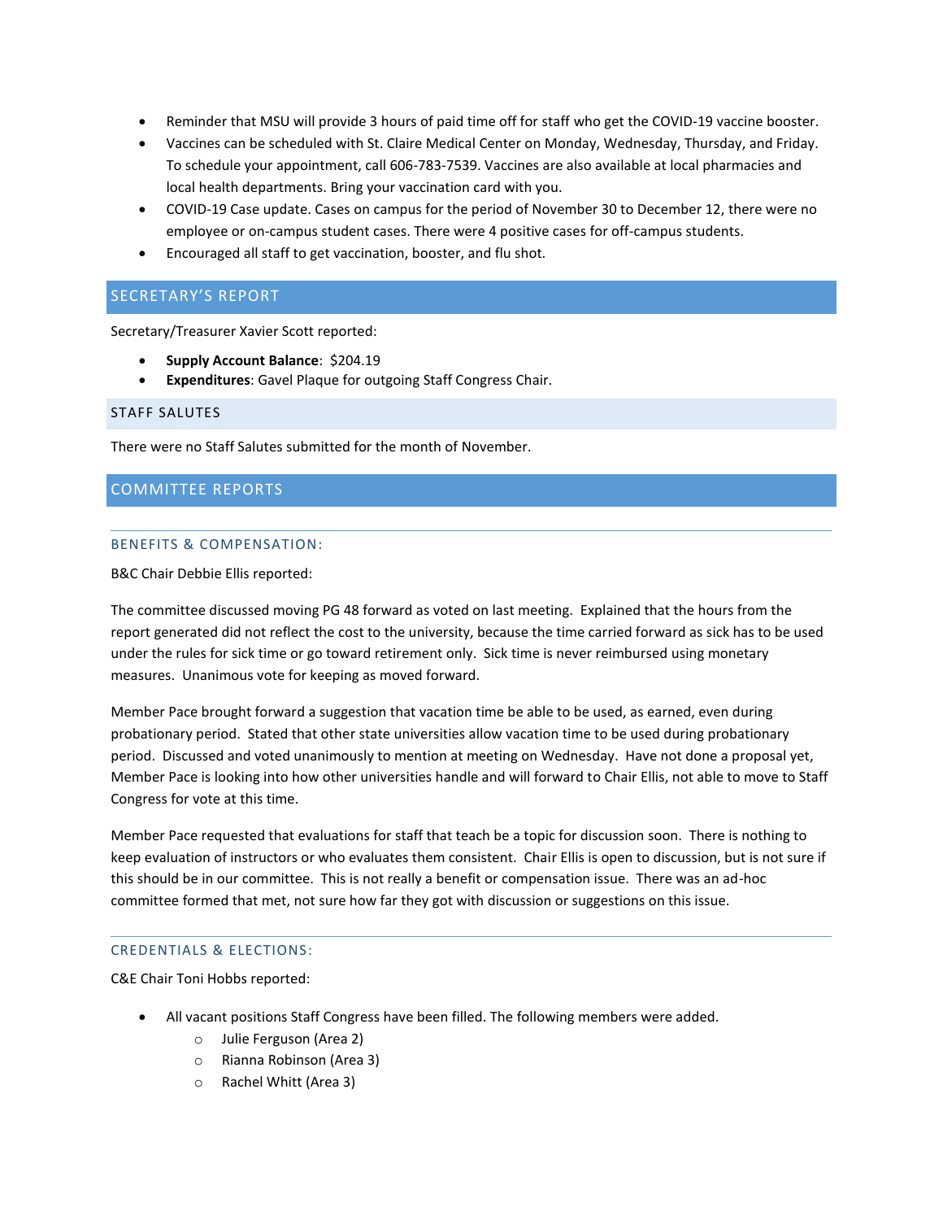- Reminder that MSU will provide 3 hours of paid time off for staff who get the COVID-19 vaccine booster.
- Vaccines can be scheduled with St. Claire Medical Center on Monday, Wednesday, Thursday, and Friday. To schedule your appointment, call 606-783-7539. Vaccines are also available at local pharmacies and local health departments. Bring your vaccination card with you.
- COVID-19 Case update. Cases on campus for the period of November 30 to December 12, there were no employee or on-campus student cases. There were 4 positive cases for off-campus students.
- Encouraged all staff to get vaccination, booster, and flu shot.

## SECRETARY'S REPORT

Secretary/Treasurer Xavier Scott reported:

- **Supply Account Balance**: $204.19
- **Expenditures**: Gavel Plaque for outgoing Staff Congress Chair.

## STAFF SALUTES

There were no Staff Salutes submitted for the month of November.

## COMMITTEE REPORTS

### BENEFITS & COMPENSATION:

B&C Chair Debbie Ellis reported:

The committee discussed moving PG 48 forward as voted on last meeting. Explained that the hours from the report generated did not reflect the cost to the university, because the time carried forward as sick has to be used under the rules for sick time or go toward retirement only. Sick time is never reimbursed using monetary measures. Unanimous vote for keeping as moved forward.

Member Pace brought forward a suggestion that vacation time be able to be used, as earned, even during probationary period. Stated that other state universities allow vacation time to be used during probationary period. Discussed and voted unanimously to mention at meeting on Wednesday. Have not done a proposal yet, Member Pace is looking into how other universities handle and will forward to Chair Ellis, not able to move to Staff Congress for vote at this time.

Member Pace requested that evaluations for staff that teach be a topic for discussion soon. There is nothing to keep evaluation of instructors or who evaluates them consistent. Chair Ellis is open to discussion, but is not sure if this should be in our committee. This is not really a benefit or compensation issue. There was an ad-hoc committee formed that met, not sure how far they got with discussion or suggestions on this issue.

### CREDENTIALS & ELECTIONS:

C&E Chair Toni Hobbs reported:

- All vacant positions Staff Congress have been filled. The following members were added.
  - Julie Ferguson (Area 2)
  - Rianna Robinson (Area 3)
  - Rachel Whitt (Area 3)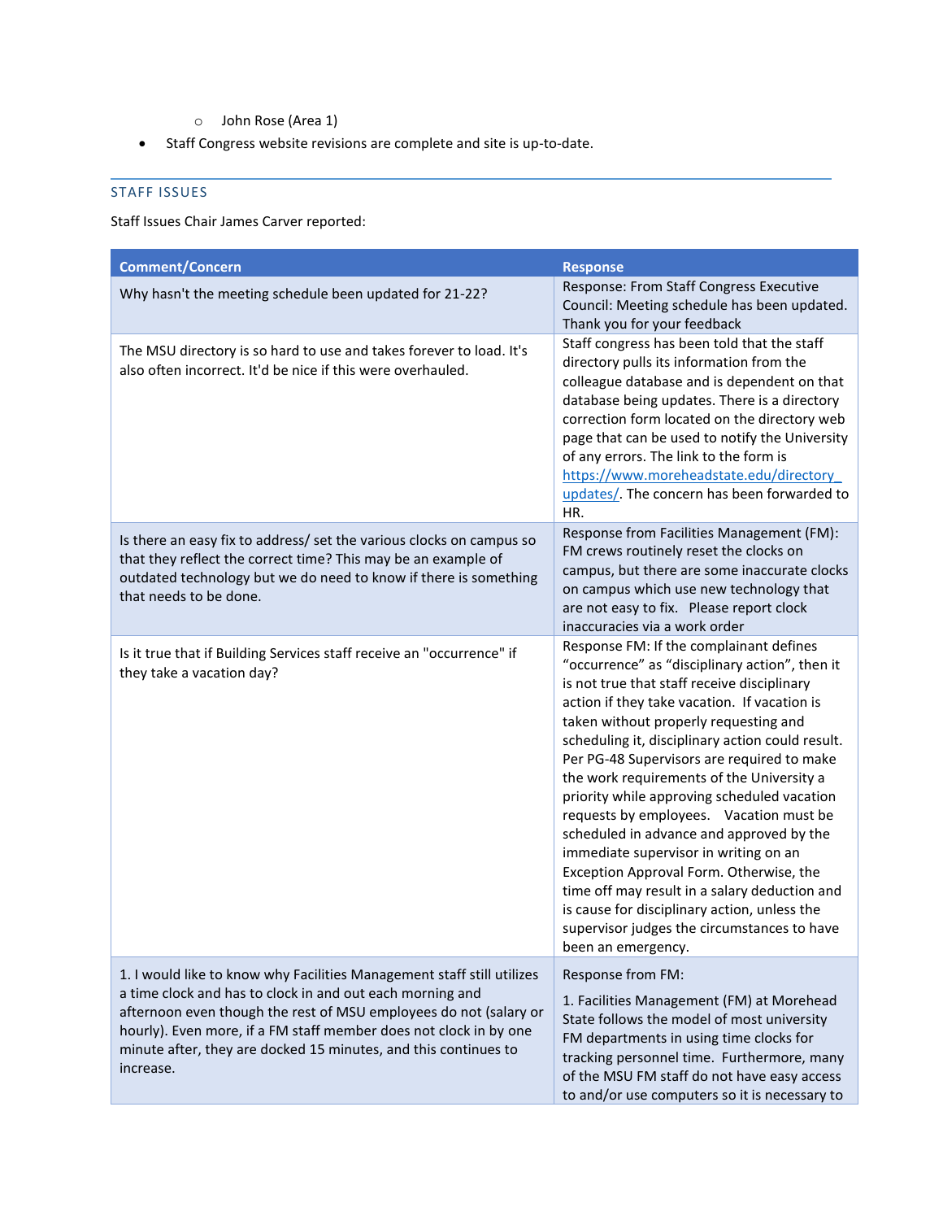- John Rose (Area 1)
- Staff Congress website revisions are complete and site is up-to-date.

## STAFF ISSUES

Staff Issues Chair James Carver reported:

| Comment/Concern | Response |
|---|---|
| Why hasn't the meeting schedule been updated for 21-22? | Response: From Staff Congress Executive Council: Meeting schedule has been updated. Thank you for your feedback |
| The MSU directory is so hard to use and takes forever to load. It's also often incorrect. It'd be nice if this were overhauled. | Staff congress has been told that the staff directory pulls its information from the colleague database and is dependent on that database being updates. There is a directory correction form located on the directory web page that can be used to notify the University of any errors. The link to the form is https://www.moreheadstate.edu/directory_updates/. The concern has been forwarded to HR. |
| Is there an easy fix to address/ set the various clocks on campus so that they reflect the correct time? This may be an example of outdated technology but we do need to know if there is something that needs to be done. | Response from Facilities Management (FM): FM crews routinely reset the clocks on campus, but there are some inaccurate clocks on campus which use new technology that are not easy to fix. Please report clock inaccuracies via a work order |
| Is it true that if Building Services staff receive an "occurrence" if they take a vacation day? | Response FM: If the complainant defines "occurrence" as "disciplinary action", then it is not true that staff receive disciplinary action if they take vacation. If vacation is taken without properly requesting and scheduling it, disciplinary action could result. Per PG-48 Supervisors are required to make the work requirements of the University a priority while approving scheduled vacation requests by employees. Vacation must be scheduled in advance and approved by the immediate supervisor in writing on an Exception Approval Form. Otherwise, the time off may result in a salary deduction and is cause for disciplinary action, unless the supervisor judges the circumstances to have been an emergency. |
| 1. I would like to know why Facilities Management staff still utilizes a time clock and has to clock in and out each morning and afternoon even though the rest of MSU employees do not (salary or hourly). Even more, if a FM staff member does not clock in by one minute after, they are docked 15 minutes, and this continues to increase. | Response from FM:<br><br>1. Facilities Management (FM) at Morehead State follows the model of most university FM departments in using time clocks for tracking personnel time. Furthermore, many of the MSU FM staff do not have easy access to and/or use computers so it is necessary to |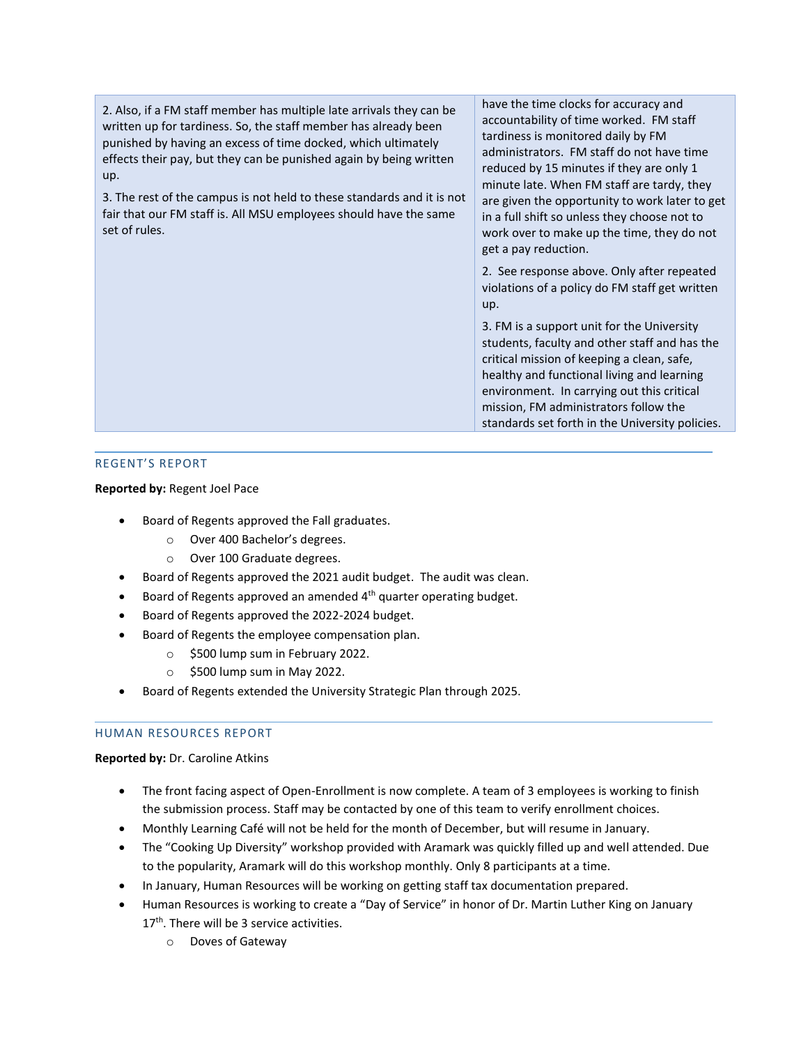| | |
|---|---|
| 2. Also, if a FM staff member has multiple late arrivals they can be written up for tardiness. So, the staff member has already been punished by having an excess of time docked, which ultimately effects their pay, but they can be punished again by being written up.<br><br>3. The rest of the campus is not held to these standards and it is not fair that our FM staff is. All MSU employees should have the same set of rules. | have the time clocks for accuracy and accountability of time worked. FM staff tardiness is monitored daily by FM administrators. FM staff do not have time reduced by 15 minutes if they are only 1 minute late. When FM staff are tardy, they are given the opportunity to work later to get in a full shift so unless they choose not to work over to make up the time, they do not get a pay reduction.<br><br>2. See response above. Only after repeated violations of a policy do FM staff get written up.<br><br>3. FM is a support unit for the University students, faculty and other staff and has the critical mission of keeping a clean, safe, healthy and functional living and learning environment. In carrying out this critical mission, FM administrators follow the standards set forth in the University policies. |

## REGENT'S REPORT

**Reported by:** Regent Joel Pace

- Board of Regents approved the Fall graduates.
  - Over 400 Bachelor's degrees.
  - Over 100 Graduate degrees.
- Board of Regents approved the 2021 audit budget. The audit was clean.
- Board of Regents approved an amended 4th quarter operating budget.
- Board of Regents approved the 2022-2024 budget.
- Board of Regents the employee compensation plan.
  - $500 lump sum in February 2022.
  - $500 lump sum in May 2022.
- Board of Regents extended the University Strategic Plan through 2025.

## HUMAN RESOURCES REPORT

**Reported by:** Dr. Caroline Atkins

- The front facing aspect of Open-Enrollment is now complete. A team of 3 employees is working to finish the submission process. Staff may be contacted by one of this team to verify enrollment choices.
- Monthly Learning Café will not be held for the month of December, but will resume in January.
- The "Cooking Up Diversity" workshop provided with Aramark was quickly filled up and well attended. Due to the popularity, Aramark will do this workshop monthly. Only 8 participants at a time.
- In January, Human Resources will be working on getting staff tax documentation prepared.
- Human Resources is working to create a "Day of Service" in honor of Dr. Martin Luther King on January 17th. There will be 3 service activities.
  - Doves of Gateway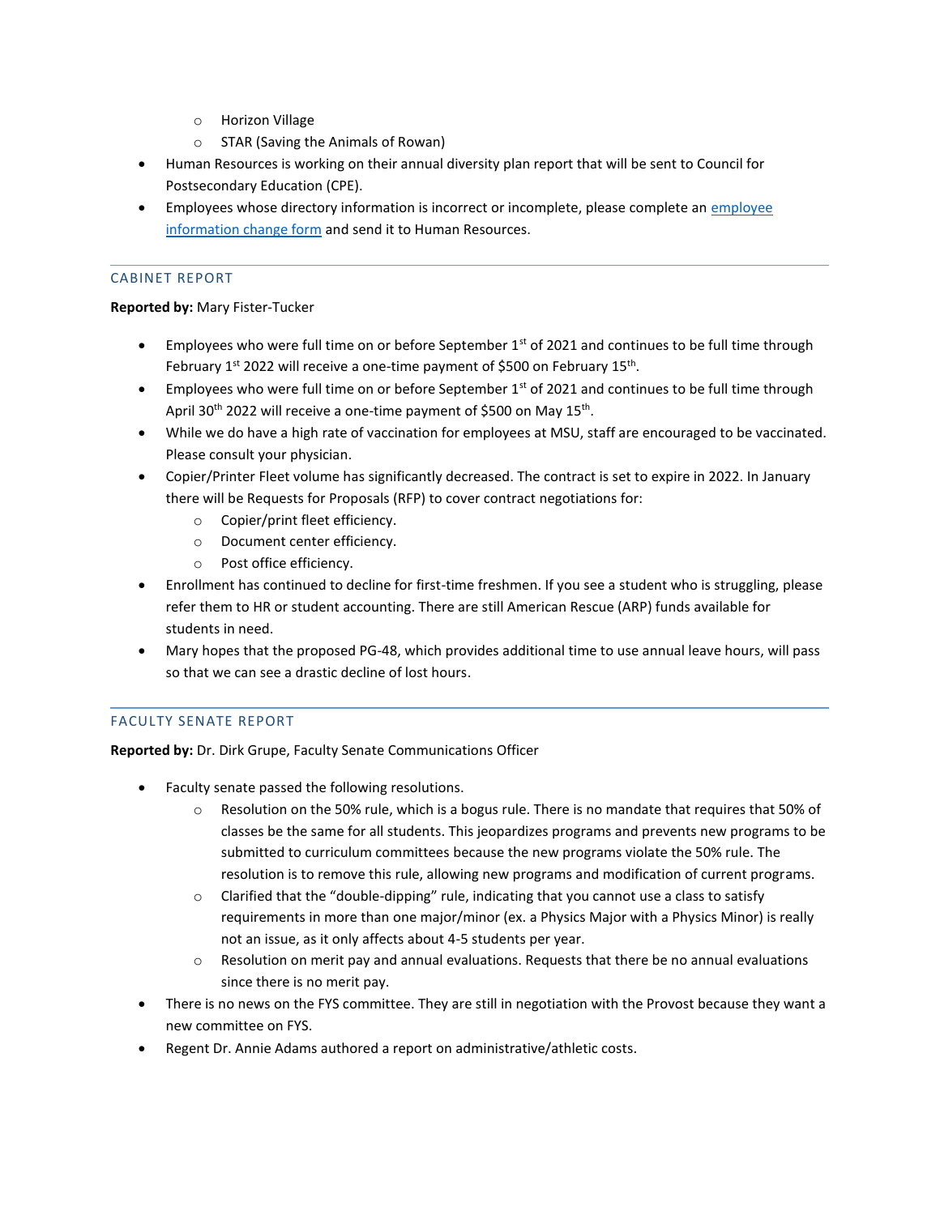- Horizon Village
  - STAR (Saving the Animals of Rowan)
- Human Resources is working on their annual diversity plan report that will be sent to Council for Postsecondary Education (CPE).
- Employees whose directory information is incorrect or incomplete, please complete an [employee information change form]() and send it to Human Resources.

---

## CABINET REPORT

**Reported by:** Mary Fister-Tucker

- Employees who were full time on or before September 1st of 2021 and continues to be full time through February 1st 2022 will receive a one-time payment of $500 on February 15th.
- Employees who were full time on or before September 1st of 2021 and continues to be full time through April 30th 2022 will receive a one-time payment of $500 on May 15th.
- While we do have a high rate of vaccination for employees at MSU, staff are encouraged to be vaccinated. Please consult your physician.
- Copier/Printer Fleet volume has significantly decreased. The contract is set to expire in 2022. In January there will be Requests for Proposals (RFP) to cover contract negotiations for:
  - Copier/print fleet efficiency.
  - Document center efficiency.
  - Post office efficiency.
- Enrollment has continued to decline for first-time freshmen. If you see a student who is struggling, please refer them to HR or student accounting. There are still American Rescue (ARP) funds available for students in need.
- Mary hopes that the proposed PG-48, which provides additional time to use annual leave hours, will pass so that we can see a drastic decline of lost hours.

---

## FACULTY SENATE REPORT

**Reported by:** Dr. Dirk Grupe, Faculty Senate Communications Officer

- Faculty senate passed the following resolutions.
  - Resolution on the 50% rule, which is a bogus rule. There is no mandate that requires that 50% of classes be the same for all students. This jeopardizes programs and prevents new programs to be submitted to curriculum committees because the new programs violate the 50% rule. The resolution is to remove this rule, allowing new programs and modification of current programs.
  - Clarified that the "double-dipping" rule, indicating that you cannot use a class to satisfy requirements in more than one major/minor (ex. a Physics Major with a Physics Minor) is really not an issue, as it only affects about 4-5 students per year.
  - Resolution on merit pay and annual evaluations. Requests that there be no annual evaluations since there is no merit pay.
- There is no news on the FYS committee. They are still in negotiation with the Provost because they want a new committee on FYS.
- Regent Dr. Annie Adams authored a report on administrative/athletic costs.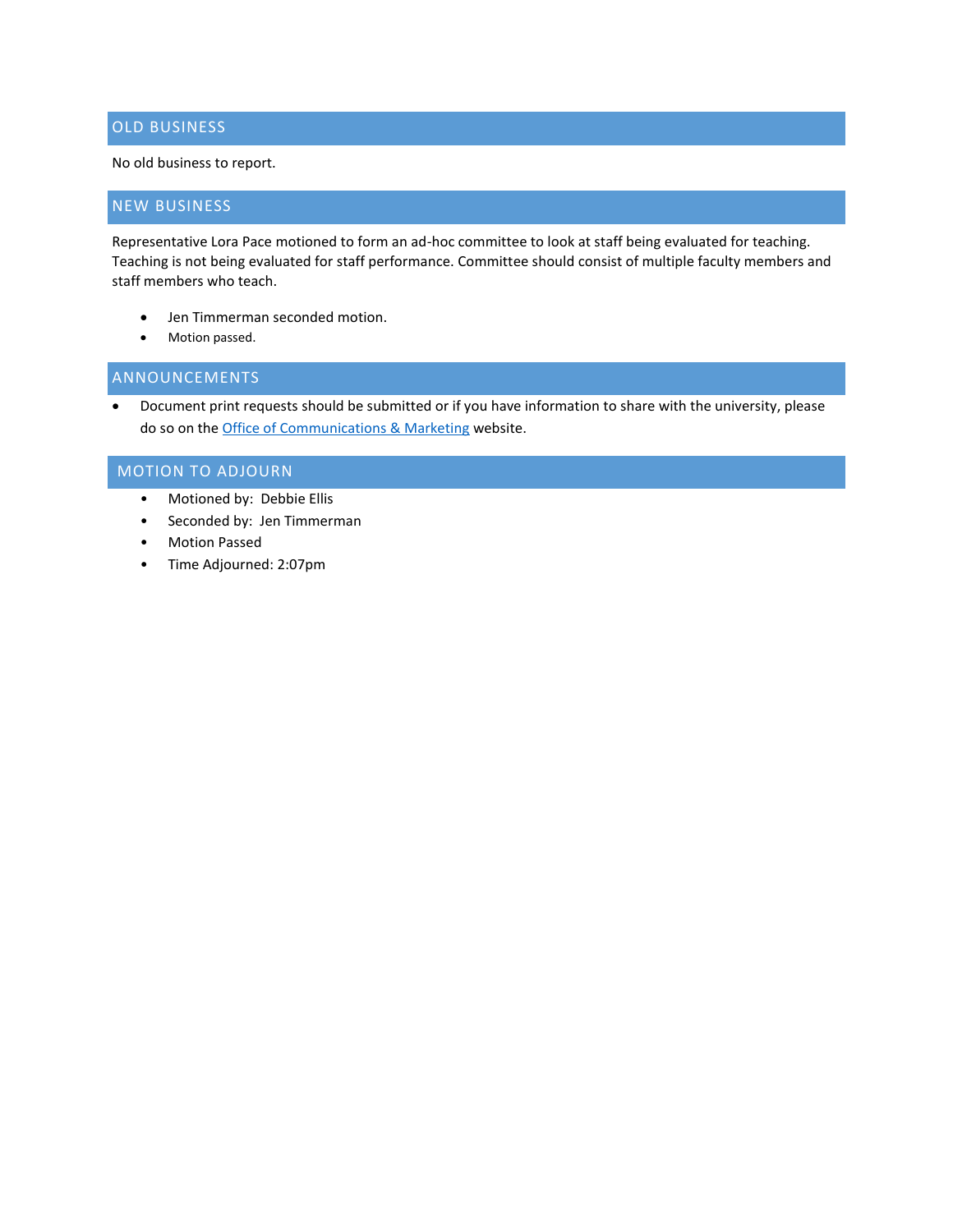## OLD BUSINESS

No old business to report.

## NEW BUSINESS

Representative Lora Pace motioned to form an ad-hoc committee to look at staff being evaluated for teaching. Teaching is not being evaluated for staff performance. Committee should consist of multiple faculty members and staff members who teach.

- Jen Timmerman seconded motion.
- Motion passed.

## ANNOUNCEMENTS

- Document print requests should be submitted or if you have information to share with the university, please do so on the Office of Communications & Marketing website.

## MOTION TO ADJOURN

- Motioned by: Debbie Ellis
- Seconded by: Jen Timmerman
- Motion Passed
- Time Adjourned: 2:07pm